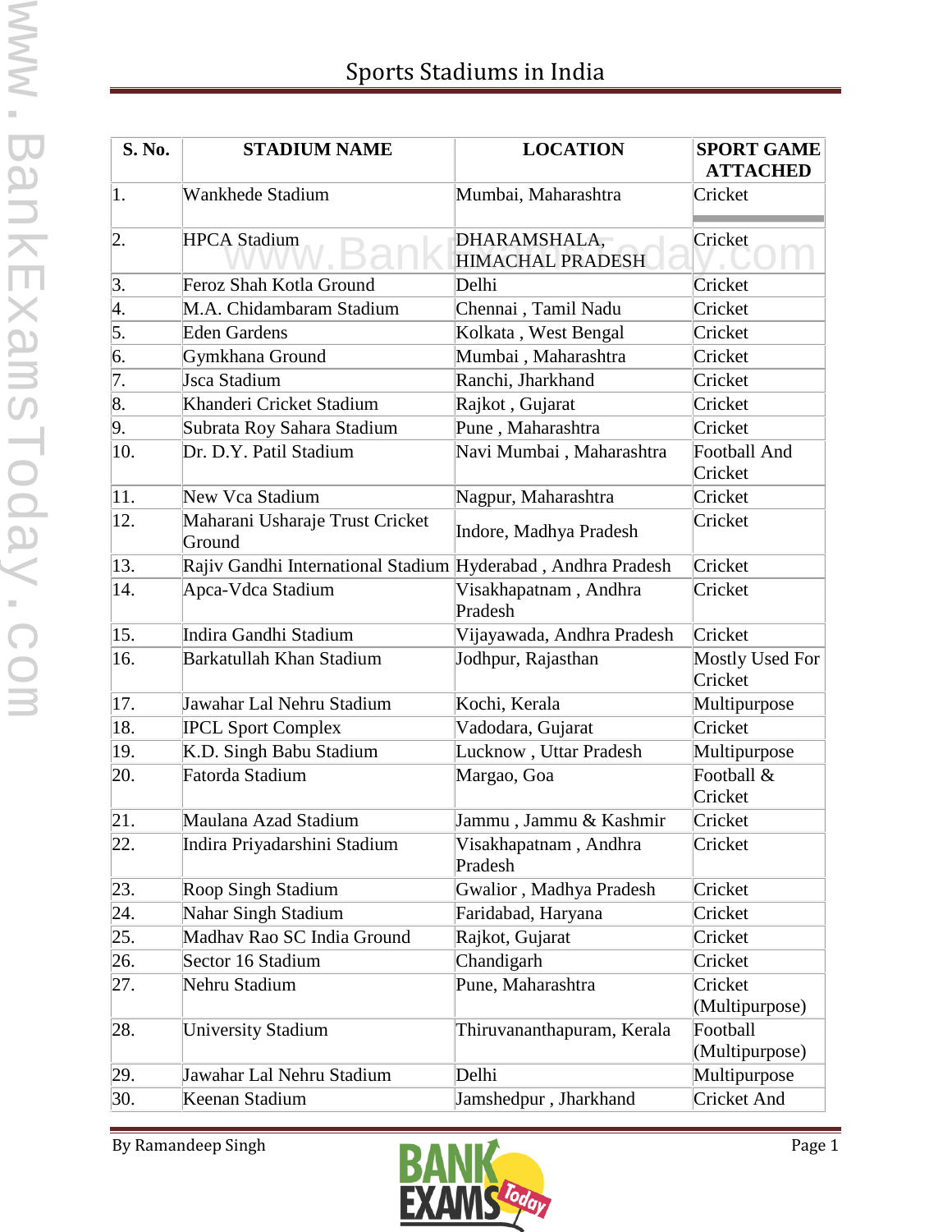# Sports Stadiums in India

| S. No. | STADIUM NAME | LOCATION | SPORT GAME ATTACHED |
|---|---|---|---|
| 1. | Wankhede Stadium | Mumbai, Maharashtra | Cricket |
| 2. | HPCA Stadium | DHARAMSHALA, HIMACHAL PRADESH | Cricket |
| 3. | Feroz Shah Kotla Ground | Delhi | Cricket |
| 4. | M.A. Chidambaram Stadium | Chennai , Tamil Nadu | Cricket |
| 5. | Eden Gardens | Kolkata , West Bengal | Cricket |
| 6. | Gymkhana Ground | Mumbai , Maharashtra | Cricket |
| 7. | Jsca Stadium | Ranchi, Jharkhand | Cricket |
| 8. | Khanderi Cricket Stadium | Rajkot , Gujarat | Cricket |
| 9. | Subrata Roy Sahara Stadium | Pune , Maharashtra | Cricket |
| 10. | Dr. D.Y. Patil Stadium | Navi Mumbai , Maharashtra | Football And Cricket |
| 11. | New Vca Stadium | Nagpur, Maharashtra | Cricket |
| 12. | Maharani Usharaje Trust Cricket Ground | Indore, Madhya Pradesh | Cricket |
| 13. | Rajiv Gandhi International Stadium | Hyderabad , Andhra Pradesh | Cricket |
| 14. | Apca-Vdca Stadium | Visakhapatnam , Andhra Pradesh | Cricket |
| 15. | Indira Gandhi Stadium | Vijayawada, Andhra Pradesh | Cricket |
| 16. | Barkatullah Khan Stadium | Jodhpur, Rajasthan | Mostly Used For Cricket |
| 17. | Jawahar Lal Nehru Stadium | Kochi, Kerala | Multipurpose |
| 18. | IPCL Sport Complex | Vadodara, Gujarat | Cricket |
| 19. | K.D. Singh Babu Stadium | Lucknow , Uttar Pradesh | Multipurpose |
| 20. | Fatorda Stadium | Margao, Goa | Football & Cricket |
| 21. | Maulana Azad Stadium | Jammu , Jammu & Kashmir | Cricket |
| 22. | Indira Priyadarshini Stadium | Visakhapatnam , Andhra Pradesh | Cricket |
| 23. | Roop Singh Stadium | Gwalior , Madhya Pradesh | Cricket |
| 24. | Nahar Singh Stadium | Faridabad, Haryana | Cricket |
| 25. | Madhav Rao SC India Ground | Rajkot, Gujarat | Cricket |
| 26. | Sector 16 Stadium | Chandigarh | Cricket |
| 27. | Nehru Stadium | Pune, Maharashtra | Cricket (Multipurpose) |
| 28. | University Stadium | Thiruvananthapuram, Kerala | Football (Multipurpose) |
| 29. | Jawahar Lal Nehru Stadium | Delhi | Multipurpose |
| 30. | Keenan Stadium | Jamshedpur , Jharkhand | Cricket And |

By Ramandeep Singh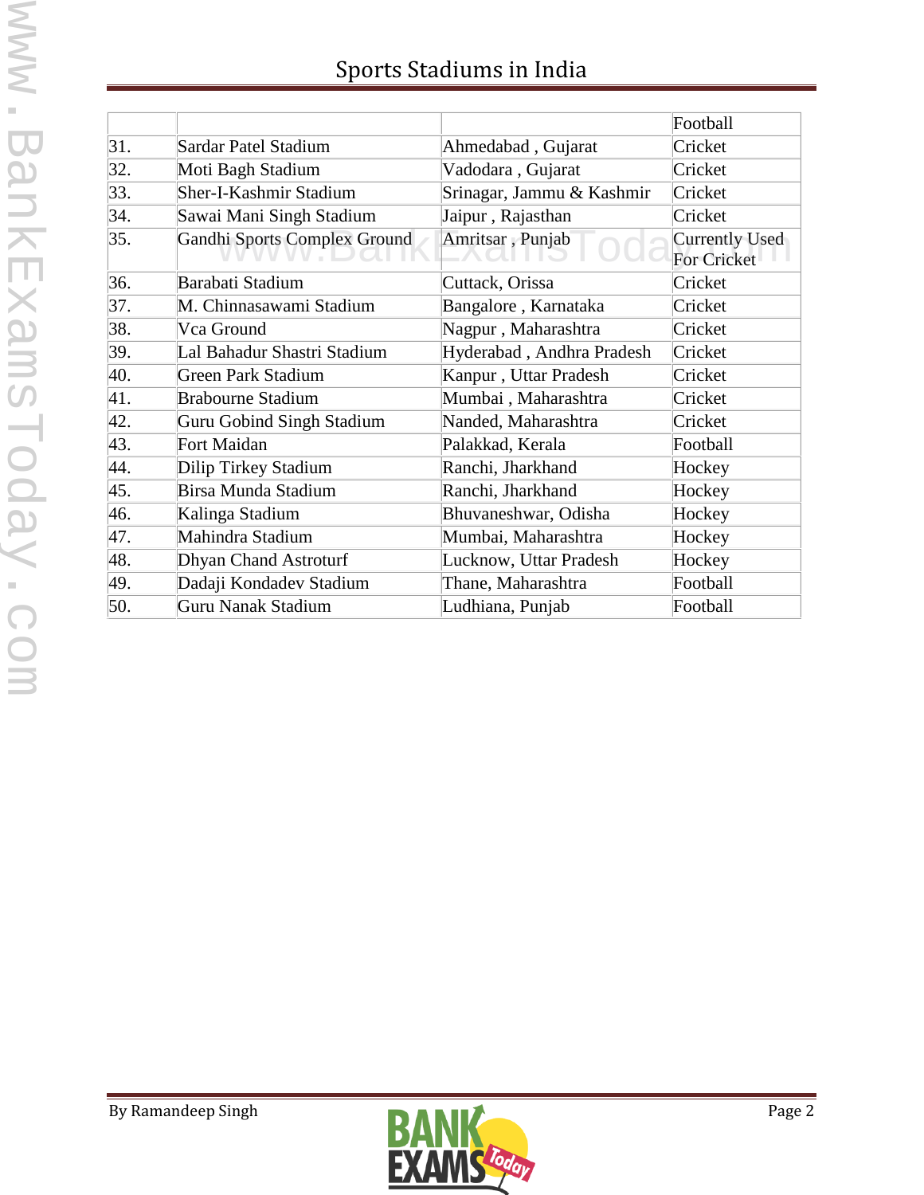| | | | |
|---|---|---|---|
| | | | Football |
| 31. | Sardar Patel Stadium | Ahmedabad , Gujarat | Cricket |
| 32. | Moti Bagh Stadium | Vadodara , Gujarat | Cricket |
| 33. | Sher-I-Kashmir Stadium | Srinagar, Jammu & Kashmir | Cricket |
| 34. | Sawai Mani Singh Stadium | Jaipur , Rajasthan | Cricket |
| 35. | Gandhi Sports Complex Ground | Amritsar , Punjab | Currently Used For Cricket |
| 36. | Barabati Stadium | Cuttack, Orissa | Cricket |
| 37. | M. Chinnasawami Stadium | Bangalore , Karnataka | Cricket |
| 38. | Vca Ground | Nagpur , Maharashtra | Cricket |
| 39. | Lal Bahadur Shastri Stadium | Hyderabad , Andhra Pradesh | Cricket |
| 40. | Green Park Stadium | Kanpur , Uttar Pradesh | Cricket |
| 41. | Brabourne Stadium | Mumbai , Maharashtra | Cricket |
| 42. | Guru Gobind Singh Stadium | Nanded, Maharashtra | Cricket |
| 43. | Fort Maidan | Palakkad, Kerala | Football |
| 44. | Dilip Tirkey Stadium | Ranchi, Jharkhand | Hockey |
| 45. | Birsa Munda Stadium | Ranchi, Jharkhand | Hockey |
| 46. | Kalinga Stadium | Bhuvaneshwar, Odisha | Hockey |
| 47. | Mahindra Stadium | Mumbai, Maharashtra | Hockey |
| 48. | Dhyan Chand Astroturf | Lucknow, Uttar Pradesh | Hockey |
| 49. | Dadaji Kondadev Stadium | Thane, Maharashtra | Football |
| 50. | Guru Nanak Stadium | Ludhiana, Punjab | Football |